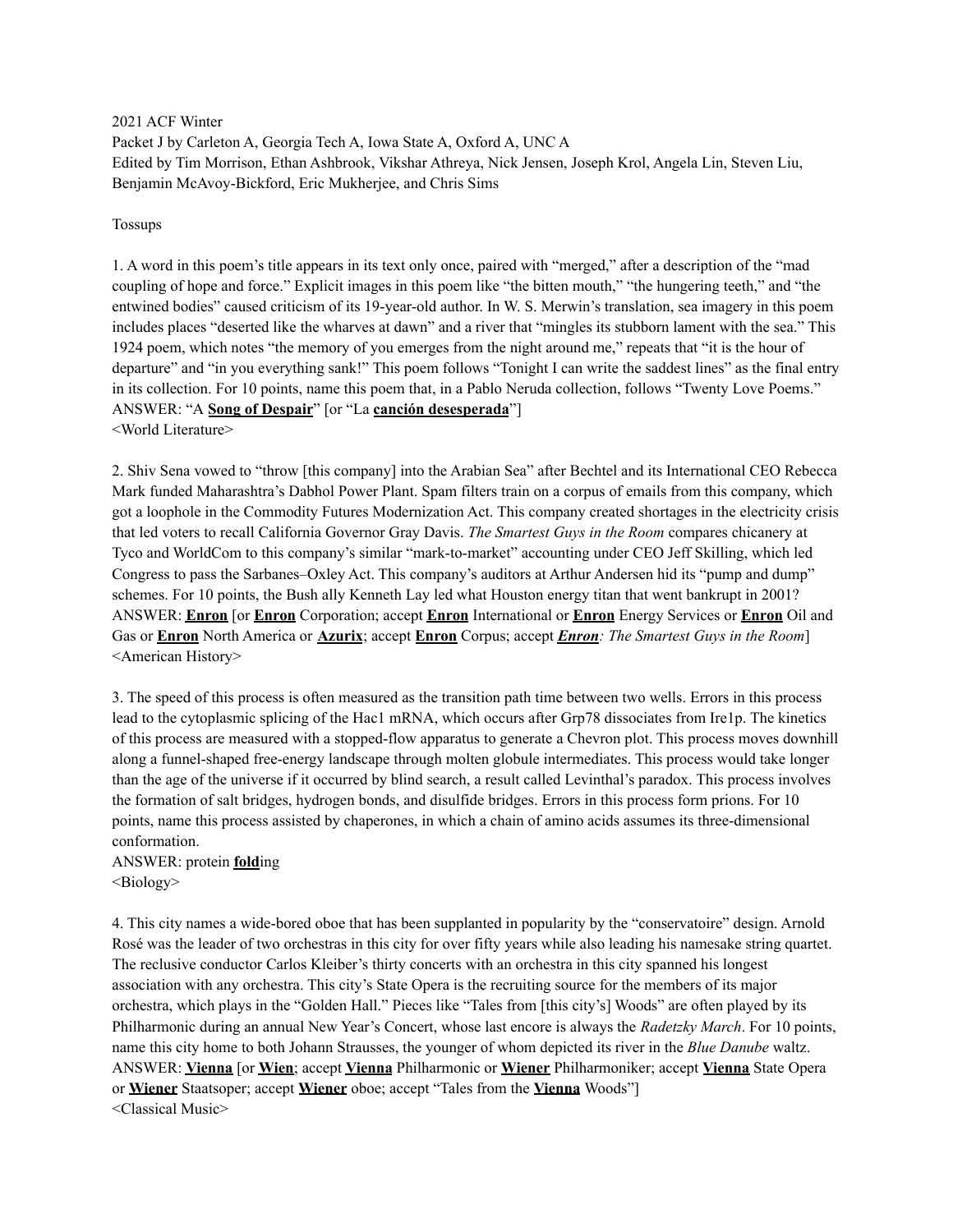2021 ACF Winter

Packet J by Carleton A, Georgia Tech A, Iowa State A, Oxford A, UNC A

Edited by Tim Morrison, Ethan Ashbrook, Vikshar Athreya, Nick Jensen, Joseph Krol, Angela Lin, Steven Liu, Benjamin McAvoy-Bickford, Eric Mukherjee, and Chris Sims

Tossups

1. A word in this poem's title appears in its text only once, paired with "merged," after a description of the "mad coupling of hope and force." Explicit images in this poem like "the bitten mouth," "the hungering teeth," and "the entwined bodies" caused criticism of its 19-year-old author. In W. S. Merwin's translation, sea imagery in this poem includes places "deserted like the wharves at dawn" and a river that "mingles its stubborn lament with the sea." This 1924 poem, which notes "the memory of you emerges from the night around me," repeats that "it is the hour of departure" and "in you everything sank!" This poem follows "Tonight I can write the saddest lines" as the final entry in its collection. For 10 points, name this poem that, in a Pablo Neruda collection, follows "Twenty Love Poems."

ANSWER: "A **Song of Despair**" [or "La **canción desesperada**"]

<World Literature>

2. Shiv Sena vowed to "throw [this company] into the Arabian Sea" after Bechtel and its International CEO Rebecca Mark funded Maharashtra's Dabhol Power Plant. Spam filters train on a corpus of emails from this company, which got a loophole in the Commodity Futures Modernization Act. This company created shortages in the electricity crisis that led voters to recall California Governor Gray Davis. *The Smartest Guys in the Room* compares chicanery at Tyco and WorldCom to this company's similar "mark-to-market" accounting under CEO Jeff Skilling, which led Congress to pass the Sarbanes–Oxley Act. This company's auditors at Arthur Andersen hid its "pump and dump" schemes. For 10 points, the Bush ally Kenneth Lay led what Houston energy titan that went bankrupt in 2001?

ANSWER: **Enron** [or **Enron** Corporation; accept **Enron** International or **Enron** Energy Services or **Enron** Oil and Gas or **Enron** North America or **Azurix**; accept **Enron** Corpus; accept ***Enron**: The Smartest Guys in the Room*]

<American History>

3. The speed of this process is often measured as the transition path time between two wells. Errors in this process lead to the cytoplasmic splicing of the Hac1 mRNA, which occurs after Grp78 dissociates from Ire1p. The kinetics of this process are measured with a stopped-flow apparatus to generate a Chevron plot. This process moves downhill along a funnel-shaped free-energy landscape through molten globule intermediates. This process would take longer than the age of the universe if it occurred by blind search, a result called Levinthal's paradox. This process involves the formation of salt bridges, hydrogen bonds, and disulfide bridges. Errors in this process form prions. For 10 points, name this process assisted by chaperones, in which a chain of amino acids assumes its three-dimensional conformation.

ANSWER: protein **fold**ing

<Biology>

4. This city names a wide-bored oboe that has been supplanted in popularity by the "conservatoire" design. Arnold Rosé was the leader of two orchestras in this city for over fifty years while also leading his namesake string quartet. The reclusive conductor Carlos Kleiber's thirty concerts with an orchestra in this city spanned his longest association with any orchestra. This city's State Opera is the recruiting source for the members of its major orchestra, which plays in the "Golden Hall." Pieces like "Tales from [this city's] Woods" are often played by its Philharmonic during an annual New Year's Concert, whose last encore is always the *Radetzky March*. For 10 points, name this city home to both Johann Strausses, the younger of whom depicted its river in the *Blue Danube* waltz.

ANSWER: **Vienna** [or **Wien**; accept **Vienna** Philharmonic or **Wiener** Philharmoniker; accept **Vienna** State Opera or **Wiener** Staatsoper; accept **Wiener** oboe; accept "Tales from the **Vienna** Woods"]

<Classical Music>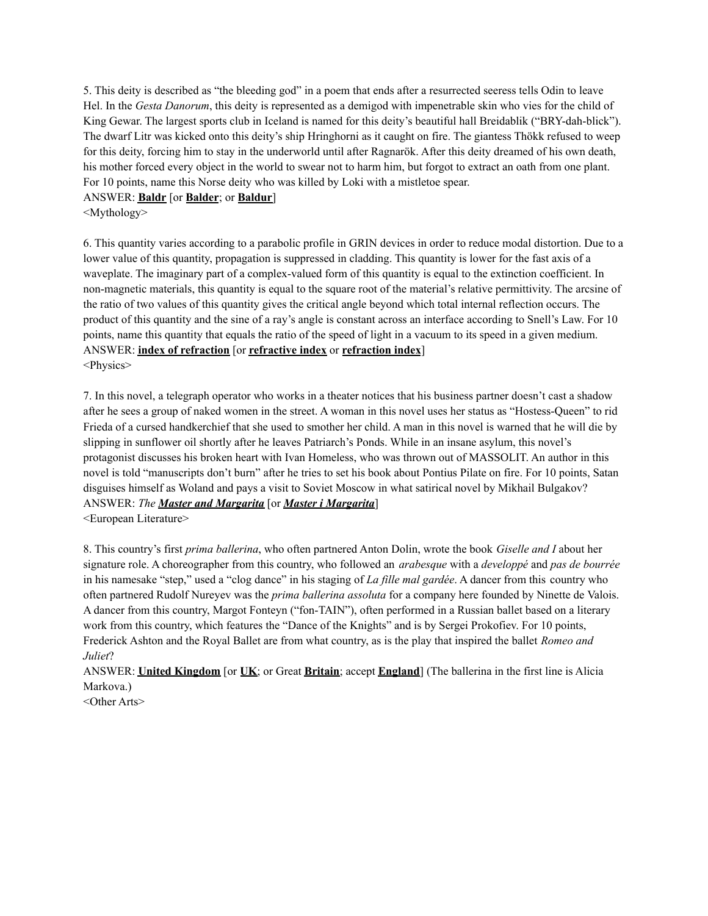5. This deity is described as "the bleeding god" in a poem that ends after a resurrected seeress tells Odin to leave Hel. In the *Gesta Danorum*, this deity is represented as a demigod with impenetrable skin who vies for the child of King Gewar. The largest sports club in Iceland is named for this deity's beautiful hall Breidablik ("BRY-dah-blick"). The dwarf Litr was kicked onto this deity's ship Hringhorni as it caught on fire. The giantess Thökk refused to weep for this deity, forcing him to stay in the underworld until after Ragnarök. After this deity dreamed of his own death, his mother forced every object in the world to swear not to harm him, but forgot to extract an oath from one plant. For 10 points, name this Norse deity who was killed by Loki with a mistletoe spear.
ANSWER: **<u>Baldr</u>** [or **<u>Balder</u>**; or **<u>Baldur</u>**]
<Mythology>

6. This quantity varies according to a parabolic profile in GRIN devices in order to reduce modal distortion. Due to a lower value of this quantity, propagation is suppressed in cladding. This quantity is lower for the fast axis of a waveplate. The imaginary part of a complex-valued form of this quantity is equal to the extinction coefficient. In non-magnetic materials, this quantity is equal to the square root of the material's relative permittivity. The arcsine of the ratio of two values of this quantity gives the critical angle beyond which total internal reflection occurs. The product of this quantity and the sine of a ray's angle is constant across an interface according to Snell's Law. For 10 points, name this quantity that equals the ratio of the speed of light in a vacuum to its speed in a given medium.
ANSWER: **<u>index of refraction</u>** [or **<u>refractive index</u>** or **<u>refraction index</u>**]
<Physics>

7. In this novel, a telegraph operator who works in a theater notices that his business partner doesn't cast a shadow after he sees a group of naked women in the street. A woman in this novel uses her status as "Hostess-Queen" to rid Frieda of a cursed handkerchief that she used to smother her child. A man in this novel is warned that he will die by slipping in sunflower oil shortly after he leaves Patriarch's Ponds. While in an insane asylum, this novel's protagonist discusses his broken heart with Ivan Homeless, who was thrown out of MASSOLIT. An author in this novel is told "manuscripts don't burn" after he tries to set his book about Pontius Pilate on fire. For 10 points, Satan disguises himself as Woland and pays a visit to Soviet Moscow in what satirical novel by Mikhail Bulgakov?
ANSWER: *The* ***<u>Master and Margarita</u>*** [or ***<u>Master i Margarita</u>***]
<European Literature>

8. This country's first *prima ballerina*, who often partnered Anton Dolin, wrote the book *Giselle and I* about her signature role. A choreographer from this country, who followed an *arabesque* with a *developpé* and *pas de bourrée* in his namesake "step," used a "clog dance" in his staging of *La fille mal gardée*. A dancer from this country who often partnered Rudolf Nureyev was the *prima ballerina assoluta* for a company here founded by Ninette de Valois. A dancer from this country, Margot Fonteyn ("fon-TAIN"), often performed in a Russian ballet based on a literary work from this country, which features the "Dance of the Knights" and is by Sergei Prokofiev. For 10 points, Frederick Ashton and the Royal Ballet are from what country, as is the play that inspired the ballet *Romeo and Juliet*?
ANSWER: **<u>United Kingdom</u>** [or **<u>UK</u>**; or Great **<u>Britain</u>**; accept **<u>England</u>**] (The ballerina in the first line is Alicia Markova.)
<Other Arts>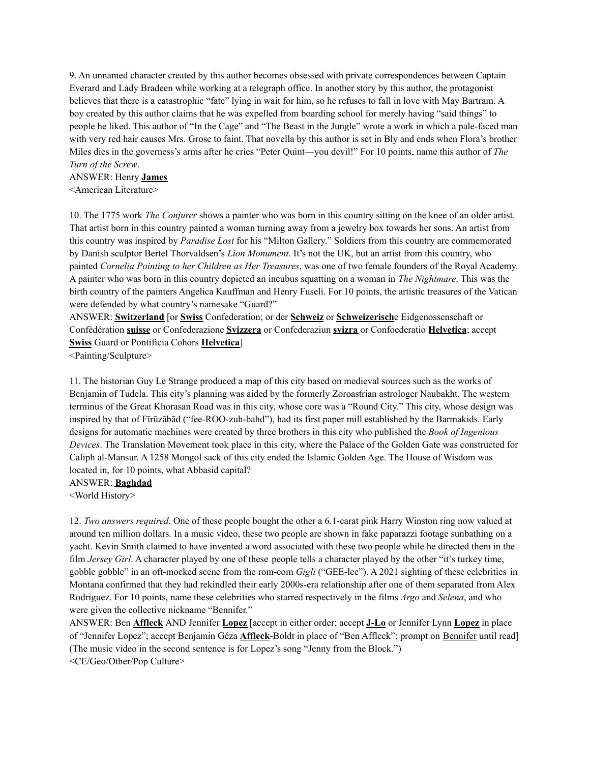9. An unnamed character created by this author becomes obsessed with private correspondences between Captain Everard and Lady Bradeen while working at a telegraph office. In another story by this author, the protagonist believes that there is a catastrophic "fate" lying in wait for him, so he refuses to fall in love with May Bartram. A boy created by this author claims that he was expelled from boarding school for merely having "said things" to people he liked. This author of "In the Cage" and "The Beast in the Jungle" wrote a work in which a pale-faced man with very red hair causes Mrs. Grose to faint. That novella by this author is set in Bly and ends when Flora's brother Miles dies in the governess's arms after he cries "Peter Quint—you devil!" For 10 points, name this author of *The Turn of the Screw*.

ANSWER: Henry **James**

<American Literature>

10. The 1775 work *The Conjurer* shows a painter who was born in this country sitting on the knee of an older artist. That artist born in this country painted a woman turning away from a jewelry box towards her sons. An artist from this country was inspired by *Paradise Lost* for his "Milton Gallery." Soldiers from this country are commemorated by Danish sculptor Bertel Thorvaldsen's *Lion Monument*. It's not the UK, but an artist from this country, who painted *Cornelia Pointing to her Children as Her Treasures*, was one of two female founders of the Royal Academy. A painter who was born in this country depicted an incubus squatting on a woman in *The Nightmare*. This was the birth country of the painters Angelica Kauffman and Henry Fuseli. For 10 points, the artistic treasures of the Vatican were defended by what country's namesake "Guard?"

ANSWER: **Switzerland** [or **Swiss** Confederation; or der **Schweiz** or **Schweizerisch**e Eidgenossenschaft or Confédération **suisse** or Confederazione **Svizzera** or Confederaziun **svizra** or Confoederatio **Helvetica**; accept **Swiss** Guard or Pontificia Cohors **Helvetica**]

<Painting/Sculpture>

11. The historian Guy Le Strange produced a map of this city based on medieval sources such as the works of Benjamin of Tudela. This city's planning was aided by the formerly Zoroastrian astrologer Naubakht. The western terminus of the Great Khorasan Road was in this city, whose core was a "Round City." This city, whose design was inspired by that of Fīrūzābād ("fee-ROO-zuh-bahd"), had its first paper mill established by the Barmakids. Early designs for automatic machines were created by three brothers in this city who published the *Book of Ingenious Devices*. The Translation Movement took place in this city, where the Palace of the Golden Gate was constructed for Caliph al-Mansur. A 1258 Mongol sack of this city ended the Islamic Golden Age. The House of Wisdom was located in, for 10 points, what Abbasid capital?

ANSWER: **Baghdad**

<World History>

12. *Two answers required*. One of these people bought the other a 6.1-carat pink Harry Winston ring now valued at around ten million dollars. In a music video, these two people are shown in fake paparazzi footage sunbathing on a yacht. Kevin Smith claimed to have invented a word associated with these two people while he directed them in the film *Jersey Girl*. A character played by one of these people tells a character played by the other "it's turkey time, gobble gobble" in an oft-mocked scene from the rom-com *Gigli* ("GEE-lee"). A 2021 sighting of these celebrities in Montana confirmed that they had rekindled their early 2000s-era relationship after one of them separated from Alex Rodriguez. For 10 points, name these celebrities who starred respectively in the films *Argo* and *Selena*, and who were given the collective nickname "Bennifer."

ANSWER: Ben **Affleck** AND Jennifer **Lopez** [accept in either order; accept **J-Lo** or Jennifer Lynn **Lopez** in place of "Jennifer Lopez"; accept Benjamin Géza **Affleck**-Boldt in place of "Ben Affleck"; prompt on Bennifer until read]

(The music video in the second sentence is for Lopez's song "Jenny from the Block.")

<CE/Geo/Other/Pop Culture>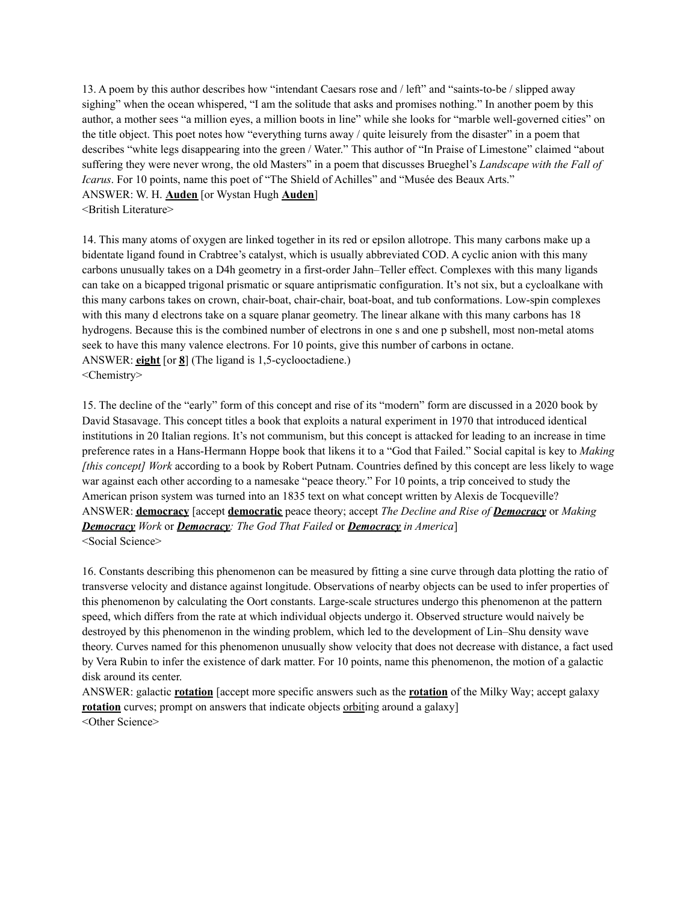13. A poem by this author describes how "intendant Caesars rose and / left" and "saints-to-be / slipped away sighing" when the ocean whispered, "I am the solitude that asks and promises nothing." In another poem by this author, a mother sees "a million eyes, a million boots in line" while she looks for "marble well-governed cities" on the title object. This poet notes how "everything turns away / quite leisurely from the disaster" in a poem that describes "white legs disappearing into the green / Water." This author of "In Praise of Limestone" claimed "about suffering they were never wrong, the old Masters" in a poem that discusses Brueghel's *Landscape with the Fall of Icarus*. For 10 points, name this poet of "The Shield of Achilles" and "Musée des Beaux Arts."
ANSWER: W. H. **Auden** [or Wystan Hugh **Auden**]
<British Literature>

14. This many atoms of oxygen are linked together in its red or epsilon allotrope. This many carbons make up a bidentate ligand found in Crabtree's catalyst, which is usually abbreviated COD. A cyclic anion with this many carbons unusually takes on a D4h geometry in a first-order Jahn–Teller effect. Complexes with this many ligands can take on a bicapped trigonal prismatic or square antiprismatic configuration. It's not six, but a cycloalkane with this many carbons takes on crown, chair-boat, chair-chair, boat-boat, and tub conformations. Low-spin complexes with this many d electrons take on a square planar geometry. The linear alkane with this many carbons has 18 hydrogens. Because this is the combined number of electrons in one s and one p subshell, most non-metal atoms seek to have this many valence electrons. For 10 points, give this number of carbons in octane.
ANSWER: **eight** [or **8**] (The ligand is 1,5-cyclooctadiene.)
<Chemistry>

15. The decline of the "early" form of this concept and rise of its "modern" form are discussed in a 2020 book by David Stasavage. This concept titles a book that exploits a natural experiment in 1970 that introduced identical institutions in 20 Italian regions. It's not communism, but this concept is attacked for leading to an increase in time preference rates in a Hans-Hermann Hoppe book that likens it to a "God that Failed." Social capital is key to *Making [this concept] Work* according to a book by Robert Putnam. Countries defined by this concept are less likely to wage war against each other according to a namesake "peace theory." For 10 points, a trip conceived to study the American prison system was turned into an 1835 text on what concept written by Alexis de Tocqueville?
ANSWER: **democracy** [accept **democratic** peace theory; accept *The Decline and Rise of **Democracy*** or *Making **Democracy** Work* or ***Democracy**: The God That Failed* or ***Democracy** in America*]
<Social Science>

16. Constants describing this phenomenon can be measured by fitting a sine curve through data plotting the ratio of transverse velocity and distance against longitude. Observations of nearby objects can be used to infer properties of this phenomenon by calculating the Oort constants. Large-scale structures undergo this phenomenon at the pattern speed, which differs from the rate at which individual objects undergo it. Observed structure would naively be destroyed by this phenomenon in the winding problem, which led to the development of Lin–Shu density wave theory. Curves named for this phenomenon unusually show velocity that does not decrease with distance, a fact used by Vera Rubin to infer the existence of dark matter. For 10 points, name this phenomenon, the motion of a galactic disk around its center.
ANSWER: galactic **rotation** [accept more specific answers such as the **rotation** of the Milky Way; accept galaxy **rotation** curves; prompt on answers that indicate objects orbiting around a galaxy]
<Other Science>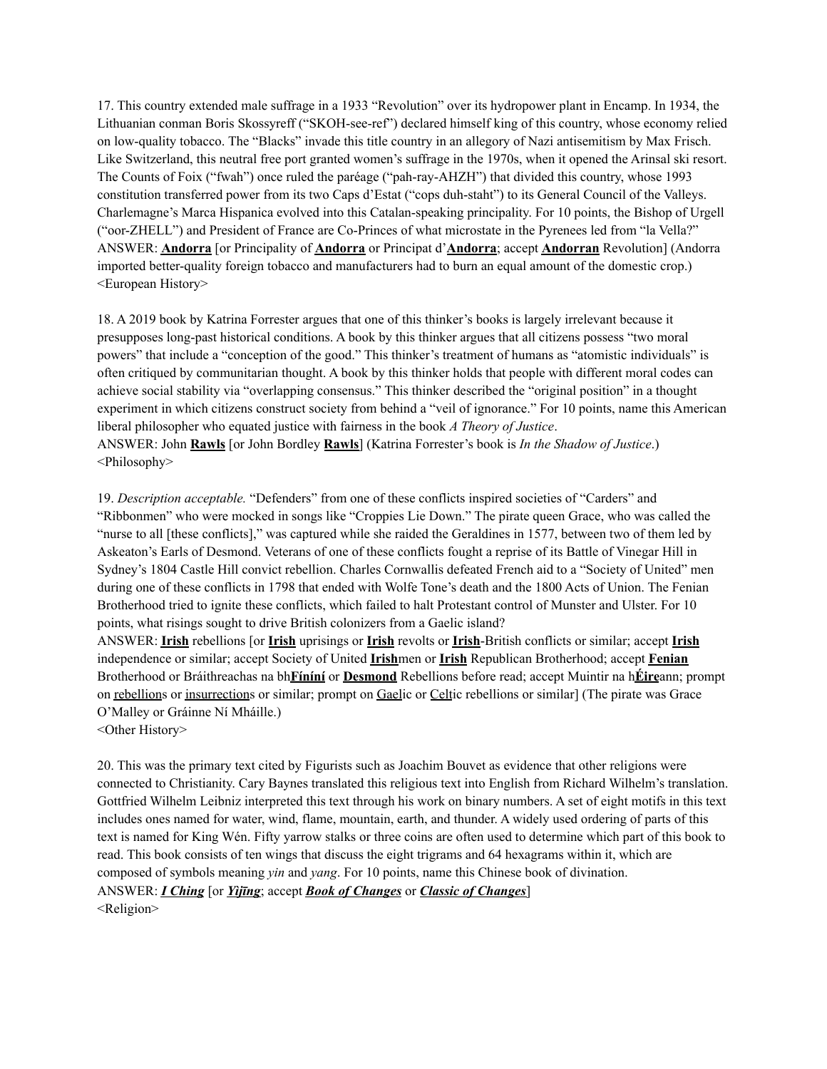17. This country extended male suffrage in a 1933 "Revolution" over its hydropower plant in Encamp. In 1934, the Lithuanian conman Boris Skossyreff ("SKOH-see-ref") declared himself king of this country, whose economy relied on low-quality tobacco. The "Blacks" invade this title country in an allegory of Nazi antisemitism by Max Frisch. Like Switzerland, this neutral free port granted women's suffrage in the 1970s, when it opened the Arinsal ski resort. The Counts of Foix ("fwah") once ruled the paréage ("pah-ray-AHZH") that divided this country, whose 1993 constitution transferred power from its two Caps d'Estat ("cops duh-staht") to its General Council of the Valleys. Charlemagne's Marca Hispanica evolved into this Catalan-speaking principality. For 10 points, the Bishop of Urgell ("oor-ZHELL") and President of France are Co-Princes of what microstate in the Pyrenees led from "la Vella?"
ANSWER: **Andorra** [or Principality of **Andorra** or Principat d'**Andorra**; accept **Andorran** Revolution] (Andorra imported better-quality foreign tobacco and manufacturers had to burn an equal amount of the domestic crop.)
<European History>

18. A 2019 book by Katrina Forrester argues that one of this thinker's books is largely irrelevant because it presupposes long-past historical conditions. A book by this thinker argues that all citizens possess "two moral powers" that include a "conception of the good." This thinker's treatment of humans as "atomistic individuals" is often critiqued by communitarian thought. A book by this thinker holds that people with different moral codes can achieve social stability via "overlapping consensus." This thinker described the "original position" in a thought experiment in which citizens construct society from behind a "veil of ignorance." For 10 points, name this American liberal philosopher who equated justice with fairness in the book *A Theory of Justice*.
ANSWER: John **Rawls** [or John Bordley **Rawls**] (Katrina Forrester's book is *In the Shadow of Justice*.)
<Philosophy>

19. *Description acceptable.* "Defenders" from one of these conflicts inspired societies of "Carders" and "Ribbonmen" who were mocked in songs like "Croppies Lie Down." The pirate queen Grace, who was called the "nurse to all [these conflicts]," was captured while she raided the Geraldines in 1577, between two of them led by Askeaton's Earls of Desmond. Veterans of one of these conflicts fought a reprise of its Battle of Vinegar Hill in Sydney's 1804 Castle Hill convict rebellion. Charles Cornwallis defeated French aid to a "Society of United" men during one of these conflicts in 1798 that ended with Wolfe Tone's death and the 1800 Acts of Union. The Fenian Brotherhood tried to ignite these conflicts, which failed to halt Protestant control of Munster and Ulster. For 10 points, what risings sought to drive British colonizers from a Gaelic island?
ANSWER: **Irish** rebellions [or **Irish** uprisings or **Irish** revolts or **Irish**-British conflicts or similar; accept **Irish** independence or similar; accept Society of United **Irish**men or **Irish** Republican Brotherhood; accept **Fenian** Brotherhood or Bráithreachas na bh**Fíníní** or **Desmond** Rebellions before read; accept Muintir na h**Éire**ann; prompt on rebellions or insurrections or similar; prompt on Gaelic or Celtic rebellions or similar] (The pirate was Grace O'Malley or Gráinne Ní Mháille.)
<Other History>

20. This was the primary text cited by Figurists such as Joachim Bouvet as evidence that other religions were connected to Christianity. Cary Baynes translated this religious text into English from Richard Wilhelm's translation. Gottfried Wilhelm Leibniz interpreted this text through his work on binary numbers. A set of eight motifs in this text includes ones named for water, wind, flame, mountain, earth, and thunder. A widely used ordering of parts of this text is named for King Wén. Fifty yarrow stalks or three coins are often used to determine which part of this book to read. This book consists of ten wings that discuss the eight trigrams and 64 hexagrams within it, which are composed of symbols meaning *yin* and *yang*. For 10 points, name this Chinese book of divination.
ANSWER: ***I Ching*** [or ***Yìjīng***; accept ***Book of Changes*** or ***Classic of Changes***]
<Religion>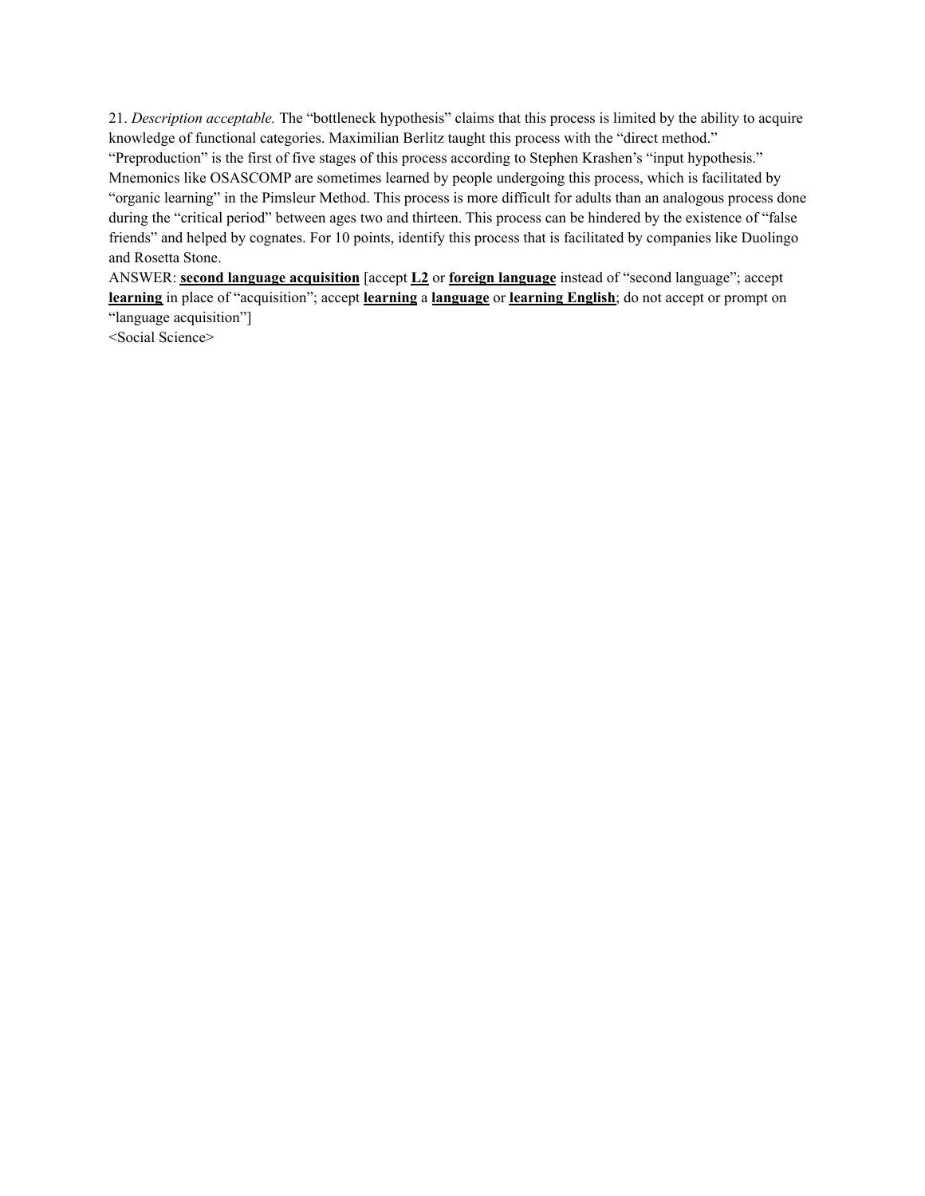21. *Description acceptable.* The "bottleneck hypothesis" claims that this process is limited by the ability to acquire knowledge of functional categories. Maximilian Berlitz taught this process with the "direct method." "Preproduction" is the first of five stages of this process according to Stephen Krashen's "input hypothesis." Mnemonics like OSASCOMP are sometimes learned by people undergoing this process, which is facilitated by "organic learning" in the Pimsleur Method. This process is more difficult for adults than an analogous process done during the "critical period" between ages two and thirteen. This process can be hindered by the existence of "false friends" and helped by cognates. For 10 points, identify this process that is facilitated by companies like Duolingo and Rosetta Stone.

ANSWER: **second language acquisition** [accept **L2** or **foreign language** instead of "second language"; accept **learning** in place of "acquisition"; accept **learning** a **language** or **learning English**; do not accept or prompt on "language acquisition"]

<Social Science>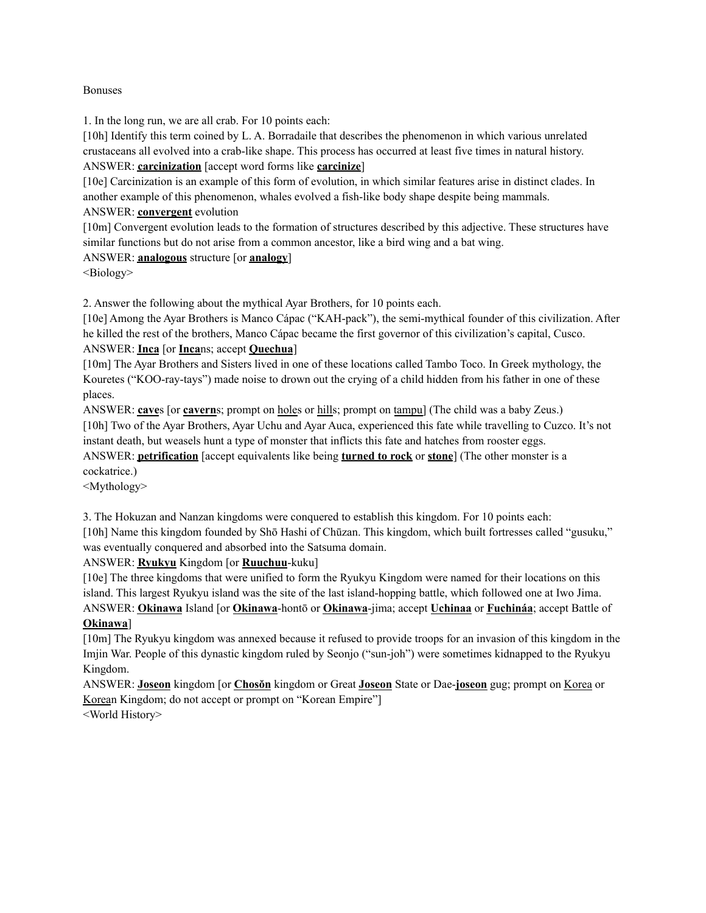Bonuses

1. In the long run, we are all crab. For 10 points each:

[10h] Identify this term coined by L. A. Borradaile that describes the phenomenon in which various unrelated crustaceans all evolved into a crab-like shape. This process has occurred at least five times in natural history.

ANSWER: **carcinization** [accept word forms like **carcinize**]

[10e] Carcinization is an example of this form of evolution, in which similar features arise in distinct clades. In another example of this phenomenon, whales evolved a fish-like body shape despite being mammals.

ANSWER: **convergent** evolution

[10m] Convergent evolution leads to the formation of structures described by this adjective. These structures have similar functions but do not arise from a common ancestor, like a bird wing and a bat wing.

ANSWER: **analogous** structure [or **analogy**]

<Biology>

2. Answer the following about the mythical Ayar Brothers, for 10 points each.

[10e] Among the Ayar Brothers is Manco Cápac ("KAH-pack"), the semi-mythical founder of this civilization. After he killed the rest of the brothers, Manco Cápac became the first governor of this civilization's capital, Cusco.

ANSWER: **Inca** [or **Inca**ns; accept **Quechua**]

[10m] The Ayar Brothers and Sisters lived in one of these locations called Tambo Toco. In Greek mythology, the Kouretes ("KOO-ray-tays") made noise to drown out the crying of a child hidden from his father in one of these places.

ANSWER: **cave**s [or **cavern**s; prompt on hole<u>s</u> or hill<u>s</u>; prompt on tampu] (The child was a baby Zeus.)

[10h] Two of the Ayar Brothers, Ayar Uchu and Ayar Auca, experienced this fate while travelling to Cuzco. It's not instant death, but weasels hunt a type of monster that inflicts this fate and hatches from rooster eggs.

ANSWER: **petrification** [accept equivalents like being **turned to rock** or **stone**] (The other monster is a cockatrice.)

<Mythology>

3. The Hokuzan and Nanzan kingdoms were conquered to establish this kingdom. For 10 points each:

[10h] Name this kingdom founded by Shō Hashi of Chūzan. This kingdom, which built fortresses called "gusuku," was eventually conquered and absorbed into the Satsuma domain.

ANSWER: **Ryukyu** Kingdom [or **Ruuchuu**-kuku]

[10e] The three kingdoms that were unified to form the Ryukyu Kingdom were named for their locations on this island. This largest Ryukyu island was the site of the last island-hopping battle, which followed one at Iwo Jima.

ANSWER: **Okinawa** Island [or **Okinawa**-hontō or **Okinawa**-jima; accept **Uchinaa** or **Fuchináa**; accept Battle of **Okinawa**]

[10m] The Ryukyu kingdom was annexed because it refused to provide troops for an invasion of this kingdom in the Imjin War. People of this dynastic kingdom ruled by Seonjo ("sun-joh") were sometimes kidnapped to the Ryukyu Kingdom.

ANSWER: **Joseon** kingdom [or **Chosŏn** kingdom or Great **Joseon** State or Dae-**joseon** gug; prompt on Korea or Korean Kingdom; do not accept or prompt on "Korean Empire"]

<World History>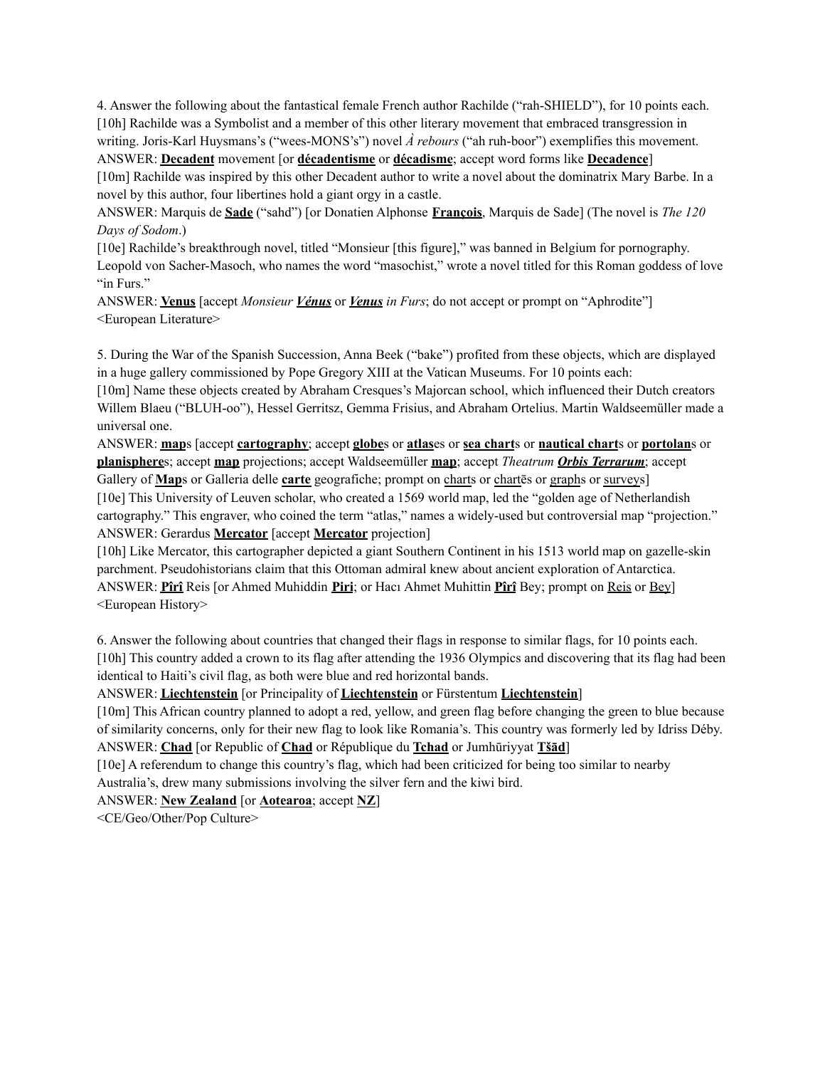4. Answer the following about the fantastical female French author Rachilde ("rah-SHIELD"), for 10 points each.

[10h] Rachilde was a Symbolist and a member of this other literary movement that embraced transgression in writing. Joris-Karl Huysmans's ("wees-MONS's") novel *À rebours* ("ah ruh-boor") exemplifies this movement.

ANSWER: **Decadent** movement [or **décadentisme** or **décadisme**; accept word forms like **Decadence**]

[10m] Rachilde was inspired by this other Decadent author to write a novel about the dominatrix Mary Barbe. In a novel by this author, four libertines hold a giant orgy in a castle.

ANSWER: Marquis de **Sade** ("sahd") [or Donatien Alphonse **François**, Marquis de Sade] (The novel is *The 120 Days of Sodom*.)

[10e] Rachilde's breakthrough novel, titled "Monsieur [this figure]," was banned in Belgium for pornography. Leopold von Sacher-Masoch, who names the word "masochist," wrote a novel titled for this Roman goddess of love "in Furs."

ANSWER: **Venus** [accept *Monsieur **Vénus*** or ***Venus** in Furs*; do not accept or prompt on "Aphrodite"]

<European Literature>

5. During the War of the Spanish Succession, Anna Beek ("bake") profited from these objects, which are displayed in a huge gallery commissioned by Pope Gregory XIII at the Vatican Museums. For 10 points each:

[10m] Name these objects created by Abraham Cresques's Majorcan school, which influenced their Dutch creators Willem Blaeu ("BLUH-oo"), Hessel Gerritsz, Gemma Frisius, and Abraham Ortelius. Martin Waldseemüller made a universal one.

ANSWER: **map**s [accept **cartography**; accept **globe**s or **atlas**es or **sea chart**s or **nautical chart**s or **portolan**s or **planisphere**s; accept **map** projections; accept Waldseemüller **map**; accept *Theatrum **Orbis Terrarum***; accept Gallery of **Map**s or Galleria delle **carte** geografiche; prompt on charts or chartēs or graphs or surveys]

[10e] This University of Leuven scholar, who created a 1569 world map, led the "golden age of Netherlandish cartography." This engraver, who coined the term "atlas," names a widely-used but controversial map "projection."

ANSWER: Gerardus **Mercator** [accept **Mercator** projection]

[10h] Like Mercator, this cartographer depicted a giant Southern Continent in his 1513 world map on gazelle-skin parchment. Pseudohistorians claim that this Ottoman admiral knew about ancient exploration of Antarctica.

ANSWER: **Pîrî** Reis [or Ahmed Muhiddin **Piri**; or Hacı Ahmet Muhittin **Pîrî** Bey; prompt on Reis or Bey]

<European History>

6. Answer the following about countries that changed their flags in response to similar flags, for 10 points each.

[10h] This country added a crown to its flag after attending the 1936 Olympics and discovering that its flag had been identical to Haiti's civil flag, as both were blue and red horizontal bands.

ANSWER: **Liechtenstein** [or Principality of **Liechtenstein** or Fürstentum **Liechtenstein**]

[10m] This African country planned to adopt a red, yellow, and green flag before changing the green to blue because of similarity concerns, only for their new flag to look like Romania's. This country was formerly led by Idriss Déby.

ANSWER: **Chad** [or Republic of **Chad** or République du **Tchad** or Jumhūriyyat **Tšād**]

[10e] A referendum to change this country's flag, which had been criticized for being too similar to nearby Australia's, drew many submissions involving the silver fern and the kiwi bird.

ANSWER: **New Zealand** [or **Aotearoa**; accept **NZ**]

<CE/Geo/Other/Pop Culture>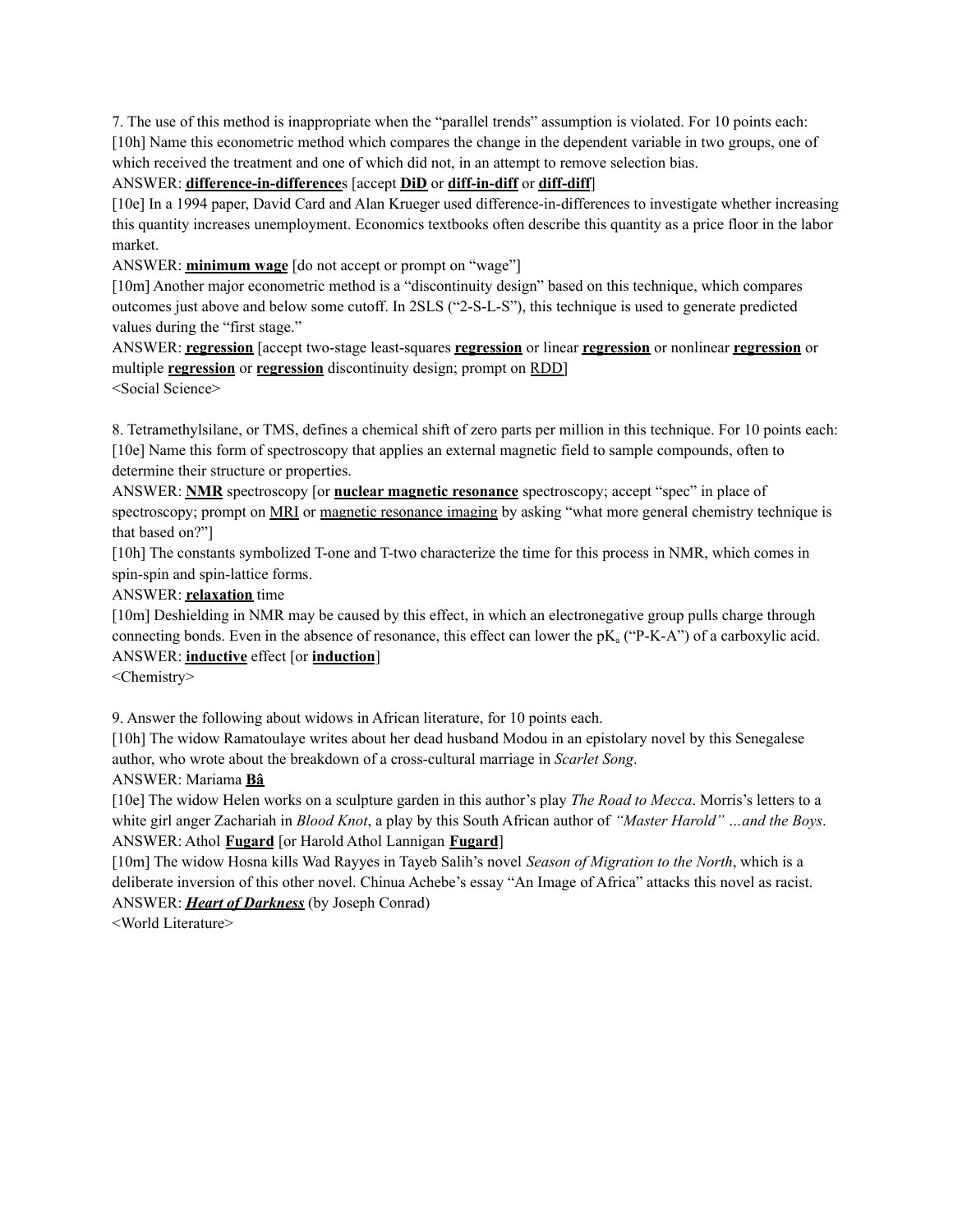7. The use of this method is inappropriate when the "parallel trends" assumption is violated. For 10 points each:

[10h] Name this econometric method which compares the change in the dependent variable in two groups, one of which received the treatment and one of which did not, in an attempt to remove selection bias.

ANSWER: **difference-in-difference**s [accept **DiD** or **diff-in-diff** or **diff-diff**]

[10e] In a 1994 paper, David Card and Alan Krueger used difference-in-differences to investigate whether increasing this quantity increases unemployment. Economics textbooks often describe this quantity as a price floor in the labor market.

ANSWER: **minimum wage** [do not accept or prompt on "wage"]

[10m] Another major econometric method is a "discontinuity design" based on this technique, which compares outcomes just above and below some cutoff. In 2SLS ("2-S-L-S"), this technique is used to generate predicted values during the "first stage."

ANSWER: **regression** [accept two-stage least-squares **regression** or linear **regression** or nonlinear **regression** or multiple **regression** or **regression** discontinuity design; prompt on RDD]

<Social Science>

8. Tetramethylsilane, or TMS, defines a chemical shift of zero parts per million in this technique. For 10 points each:

[10e] Name this form of spectroscopy that applies an external magnetic field to sample compounds, often to determine their structure or properties.

ANSWER: **NMR** spectroscopy [or **nuclear magnetic resonance** spectroscopy; accept "spec" in place of spectroscopy; prompt on MRI or magnetic resonance imaging by asking "what more general chemistry technique is that based on?"]

[10h] The constants symbolized T-one and T-two characterize the time for this process in NMR, which comes in spin-spin and spin-lattice forms.

ANSWER: **relaxation** time

[10m] Deshielding in NMR may be caused by this effect, in which an electronegative group pulls charge through connecting bonds. Even in the absence of resonance, this effect can lower the $pK_a$ ("P-K-A") of a carboxylic acid.

ANSWER: **inductive** effect [or **induction**]

<Chemistry>

9. Answer the following about widows in African literature, for 10 points each.

[10h] The widow Ramatoulaye writes about her dead husband Modou in an epistolary novel by this Senegalese author, who wrote about the breakdown of a cross-cultural marriage in *Scarlet Song*.

ANSWER: Mariama **Bâ**

[10e] The widow Helen works on a sculpture garden in this author's play *The Road to Mecca*. Morris's letters to a white girl anger Zachariah in *Blood Knot*, a play by this South African author of *"Master Harold" …and the Boys*.

ANSWER: Athol **Fugard** [or Harold Athol Lannigan **Fugard**]

[10m] The widow Hosna kills Wad Rayyes in Tayeb Salih's novel *Season of Migration to the North*, which is a deliberate inversion of this other novel. Chinua Achebe's essay "An Image of Africa" attacks this novel as racist.

ANSWER: ***Heart of Darkness*** (by Joseph Conrad)

<World Literature>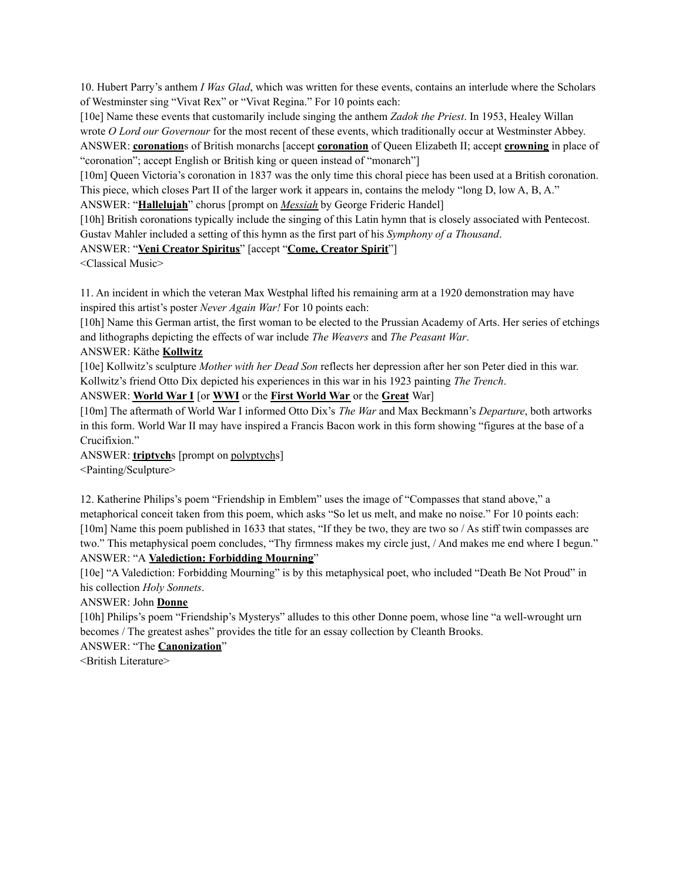10. Hubert Parry's anthem *I Was Glad*, which was written for these events, contains an interlude where the Scholars of Westminster sing "Vivat Rex" or "Vivat Regina." For 10 points each:

[10e] Name these events that customarily include singing the anthem *Zadok the Priest*. In 1953, Healey Willan wrote *O Lord our Governour* for the most recent of these events, which traditionally occur at Westminster Abbey.

ANSWER: **coronation**s of British monarchs [accept **coronation** of Queen Elizabeth II; accept **crowning** in place of "coronation"; accept English or British king or queen instead of "monarch"]

[10m] Queen Victoria's coronation in 1837 was the only time this choral piece has been used at a British coronation. This piece, which closes Part II of the larger work it appears in, contains the melody "long D, low A, B, A."

ANSWER: "**Hallelujah**" chorus [prompt on *Messiah* by George Frideric Handel]

[10h] British coronations typically include the singing of this Latin hymn that is closely associated with Pentecost. Gustav Mahler included a setting of this hymn as the first part of his *Symphony of a Thousand*.

ANSWER: "**Veni Creator Spiritus**" [accept "**Come, Creator Spirit**"]

<Classical Music>

11. An incident in which the veteran Max Westphal lifted his remaining arm at a 1920 demonstration may have inspired this artist's poster *Never Again War!* For 10 points each:

[10h] Name this German artist, the first woman to be elected to the Prussian Academy of Arts. Her series of etchings and lithographs depicting the effects of war include *The Weavers* and *The Peasant War*.

ANSWER: Käthe **Kollwitz**

[10e] Kollwitz's sculpture *Mother with her Dead Son* reflects her depression after her son Peter died in this war. Kollwitz's friend Otto Dix depicted his experiences in this war in his 1923 painting *The Trench*.

ANSWER: **World War I** [or **WWI** or the **First World War** or the **Great** War]

[10m] The aftermath of World War I informed Otto Dix's *The War* and Max Beckmann's *Departure*, both artworks in this form. World War II may have inspired a Francis Bacon work in this form showing "figures at the base of a Crucifixion."

ANSWER: **triptych**s [prompt on polyptychs]

<Painting/Sculpture>

12. Katherine Philips's poem "Friendship in Emblem" uses the image of "Compasses that stand above," a metaphorical conceit taken from this poem, which asks "So let us melt, and make no noise." For 10 points each:

[10m] Name this poem published in 1633 that states, "If they be two, they are two so / As stiff twin compasses are two." This metaphysical poem concludes, "Thy firmness makes my circle just, / And makes me end where I begun."

ANSWER: "A **Valediction: Forbidding Mourning**"

[10e] "A Valediction: Forbidding Mourning" is by this metaphysical poet, who included "Death Be Not Proud" in his collection *Holy Sonnets*.

ANSWER: John **Donne**

[10h] Philips's poem "Friendship's Mysterys" alludes to this other Donne poem, whose line "a well-wrought urn becomes / The greatest ashes" provides the title for an essay collection by Cleanth Brooks.

ANSWER: "The **Canonization**"

<British Literature>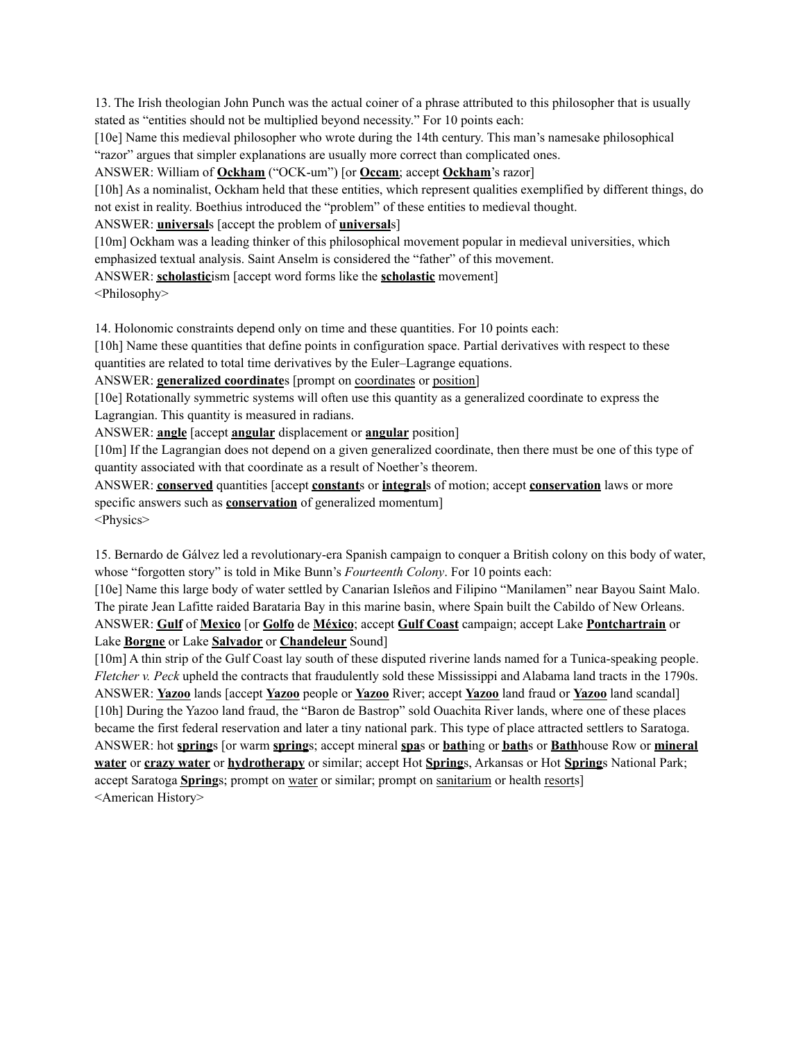13. The Irish theologian John Punch was the actual coiner of a phrase attributed to this philosopher that is usually stated as "entities should not be multiplied beyond necessity." For 10 points each:

[10e] Name this medieval philosopher who wrote during the 14th century. This man's namesake philosophical "razor" argues that simpler explanations are usually more correct than complicated ones.

ANSWER: William of **Ockham** ("OCK-um") [or **Occam**; accept **Ockham**'s razor]

[10h] As a nominalist, Ockham held that these entities, which represent qualities exemplified by different things, do not exist in reality. Boethius introduced the "problem" of these entities to medieval thought.

ANSWER: **universal**s [accept the problem of **universal**s]

[10m] Ockham was a leading thinker of this philosophical movement popular in medieval universities, which emphasized textual analysis. Saint Anselm is considered the "father" of this movement.

ANSWER: **scholastic**ism [accept word forms like the **scholastic** movement]

<Philosophy>

14. Holonomic constraints depend only on time and these quantities. For 10 points each:

[10h] Name these quantities that define points in configuration space. Partial derivatives with respect to these quantities are related to total time derivatives by the Euler–Lagrange equations.

ANSWER: **generalized coordinate**s [prompt on coordinates or position]

[10e] Rotationally symmetric systems will often use this quantity as a generalized coordinate to express the Lagrangian. This quantity is measured in radians.

ANSWER: **angle** [accept **angular** displacement or **angular** position]

[10m] If the Lagrangian does not depend on a given generalized coordinate, then there must be one of this type of quantity associated with that coordinate as a result of Noether's theorem.

ANSWER: **conserved** quantities [accept **constant**s or **integral**s of motion; accept **conservation** laws or more specific answers such as **conservation** of generalized momentum]

<Physics>

15. Bernardo de Gálvez led a revolutionary-era Spanish campaign to conquer a British colony on this body of water, whose "forgotten story" is told in Mike Bunn's *Fourteenth Colony*. For 10 points each:

[10e] Name this large body of water settled by Canarian Isleños and Filipino "Manilamen" near Bayou Saint Malo. The pirate Jean Lafitte raided Barataria Bay in this marine basin, where Spain built the Cabildo of New Orleans.

ANSWER: **Gulf** of **Mexico** [or **Golfo** de **México**; accept **Gulf Coast** campaign; accept Lake **Pontchartrain** or Lake **Borgne** or Lake **Salvador** or **Chandeleur** Sound]

[10m] A thin strip of the Gulf Coast lay south of these disputed riverine lands named for a Tunica-speaking people. *Fletcher v. Peck* upheld the contracts that fraudulently sold these Mississippi and Alabama land tracts in the 1790s.

ANSWER: **Yazoo** lands [accept **Yazoo** people or **Yazoo** River; accept **Yazoo** land fraud or **Yazoo** land scandal]

[10h] During the Yazoo land fraud, the "Baron de Bastrop" sold Ouachita River lands, where one of these places became the first federal reservation and later a tiny national park. This type of place attracted settlers to Saratoga.

ANSWER: hot **spring**s [or warm **spring**s; accept mineral **spa**s or **bath**ing or **bath**s or **Bath**house Row or **mineral water** or **crazy water** or **hydrotherapy** or similar; accept Hot **Spring**s, Arkansas or Hot **Spring**s National Park; accept Saratoga **Spring**s; prompt on water or similar; prompt on sanitarium or health resorts]

<American History>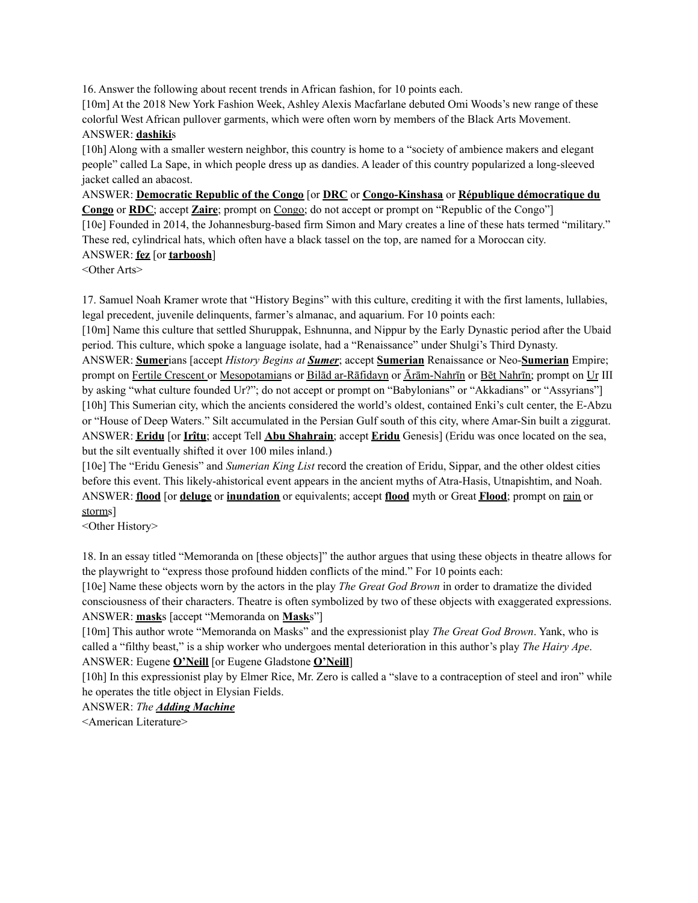16. Answer the following about recent trends in African fashion, for 10 points each.

[10m] At the 2018 New York Fashion Week, Ashley Alexis Macfarlane debuted Omi Woods's new range of these colorful West African pullover garments, which were often worn by members of the Black Arts Movement.

ANSWER: **dashiki**s

[10h] Along with a smaller western neighbor, this country is home to a "society of ambience makers and elegant people" called La Sape, in which people dress up as dandies. A leader of this country popularized a long-sleeved jacket called an abacost.

ANSWER: **Democratic Republic of the Congo** [or **DRC** or **Congo-Kinshasa** or **République démocratique du Congo** or **RDC**; accept **Zaire**; prompt on Congo; do not accept or prompt on "Republic of the Congo"]

[10e] Founded in 2014, the Johannesburg-based firm Simon and Mary creates a line of these hats termed "military." These red, cylindrical hats, which often have a black tassel on the top, are named for a Moroccan city.

ANSWER: **fez** [or **tarboosh**]

<Other Arts>

17. Samuel Noah Kramer wrote that "History Begins" with this culture, crediting it with the first laments, lullabies, legal precedent, juvenile delinquents, farmer's almanac, and aquarium. For 10 points each:

[10m] Name this culture that settled Shuruppak, Eshnunna, and Nippur by the Early Dynastic period after the Ubaid period. This culture, which spoke a language isolate, had a "Renaissance" under Shulgi's Third Dynasty.

ANSWER: **Sumer**ians [accept *History Begins at **Sumer***; accept **Sumerian** Renaissance or Neo-**Sumerian** Empire; prompt on Fertile Crescent or Mesopotamians or Bilād ar-Rāfidayn or Ārām-Nahrīn or Bēṯ Nahrīn; prompt on Ur III by asking "what culture founded Ur?"; do not accept or prompt on "Babylonians" or "Akkadians" or "Assyrians"]

[10h] This Sumerian city, which the ancients considered the world's oldest, contained Enki's cult center, the E-Abzu or "House of Deep Waters." Silt accumulated in the Persian Gulf south of this city, where Amar-Sin built a ziggurat.

ANSWER: **Eridu** [or **Irîtu**; accept Tell **Abu Shahrain**; accept **Eridu** Genesis] (Eridu was once located on the sea, but the silt eventually shifted it over 100 miles inland.)

[10e] The "Eridu Genesis" and *Sumerian King List* record the creation of Eridu, Sippar, and the other oldest cities before this event. This likely-ahistorical event appears in the ancient myths of Atra-Hasis, Utnapishtim, and Noah.

ANSWER: **flood** [or **deluge** or **inundation** or equivalents; accept **flood** myth or Great **Flood**; prompt on rain or storms]

<Other History>

18. In an essay titled "Memoranda on [these objects]" the author argues that using these objects in theatre allows for the playwright to "express those profound hidden conflicts of the mind." For 10 points each:

[10e] Name these objects worn by the actors in the play *The Great God Brown* in order to dramatize the divided consciousness of their characters. Theatre is often symbolized by two of these objects with exaggerated expressions.

ANSWER: **mask**s [accept "Memoranda on **Mask**s"]

[10m] This author wrote "Memoranda on Masks" and the expressionist play *The Great God Brown*. Yank, who is called a "filthy beast," is a ship worker who undergoes mental deterioration in this author's play *The Hairy Ape*.

ANSWER: Eugene **O'Neill** [or Eugene Gladstone **O'Neill**]

[10h] In this expressionist play by Elmer Rice, Mr. Zero is called a "slave to a contraception of steel and iron" while he operates the title object in Elysian Fields.

ANSWER: *The **Adding Machine***

<American Literature>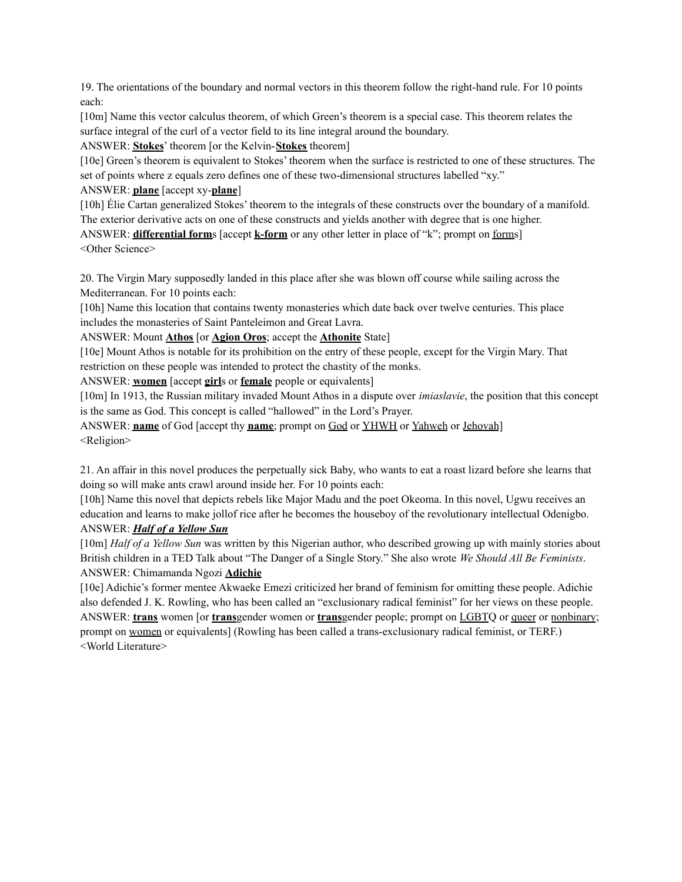19. The orientations of the boundary and normal vectors in this theorem follow the right-hand rule. For 10 points each:

[10m] Name this vector calculus theorem, of which Green's theorem is a special case. This theorem relates the surface integral of the curl of a vector field to its line integral around the boundary.

ANSWER: **Stokes**' theorem [or the Kelvin-**Stokes** theorem]

[10e] Green's theorem is equivalent to Stokes' theorem when the surface is restricted to one of these structures. The set of points where z equals zero defines one of these two-dimensional structures labelled "xy."

ANSWER: **plane** [accept xy-**plane**]

[10h] Élie Cartan generalized Stokes' theorem to the integrals of these constructs over the boundary of a manifold. The exterior derivative acts on one of these constructs and yields another with degree that is one higher.

ANSWER: **differential form**s [accept **k-form** or any other letter in place of "k"; prompt on forms]

<Other Science>

20. The Virgin Mary supposedly landed in this place after she was blown off course while sailing across the Mediterranean. For 10 points each:

[10h] Name this location that contains twenty monasteries which date back over twelve centuries. This place includes the monasteries of Saint Panteleimon and Great Lavra.

ANSWER: Mount **Athos** [or **Agion Oros**; accept the **Athonite** State]

[10e] Mount Athos is notable for its prohibition on the entry of these people, except for the Virgin Mary. That restriction on these people was intended to protect the chastity of the monks.

ANSWER: **women** [accept **girl**s or **female** people or equivalents]

[10m] In 1913, the Russian military invaded Mount Athos in a dispute over *imiaslavie*, the position that this concept is the same as God. This concept is called "hallowed" in the Lord's Prayer.

ANSWER: **name** of God [accept thy **name**; prompt on God or YHWH or Yahweh or Jehovah]

<Religion>

21. An affair in this novel produces the perpetually sick Baby, who wants to eat a roast lizard before she learns that doing so will make ants crawl around inside her. For 10 points each:

[10h] Name this novel that depicts rebels like Major Madu and the poet Okeoma. In this novel, Ugwu receives an education and learns to make jollof rice after he becomes the houseboy of the revolutionary intellectual Odenigbo.

ANSWER: ***Half of a Yellow Sun***

[10m] *Half of a Yellow Sun* was written by this Nigerian author, who described growing up with mainly stories about British children in a TED Talk about "The Danger of a Single Story." She also wrote *We Should All Be Feminists*.

ANSWER: Chimamanda Ngozi **Adichie**

[10e] Adichie's former mentee Akwaeke Emezi criticized her brand of feminism for omitting these people. Adichie also defended J. K. Rowling, who has been called an "exclusionary radical feminist" for her views on these people.

ANSWER: **trans** women [or **trans**gender women or **trans**gender people; prompt on LGBTQ or queer or nonbinary; prompt on women or equivalents] (Rowling has been called a trans-exclusionary radical feminist, or TERF.)

<World Literature>